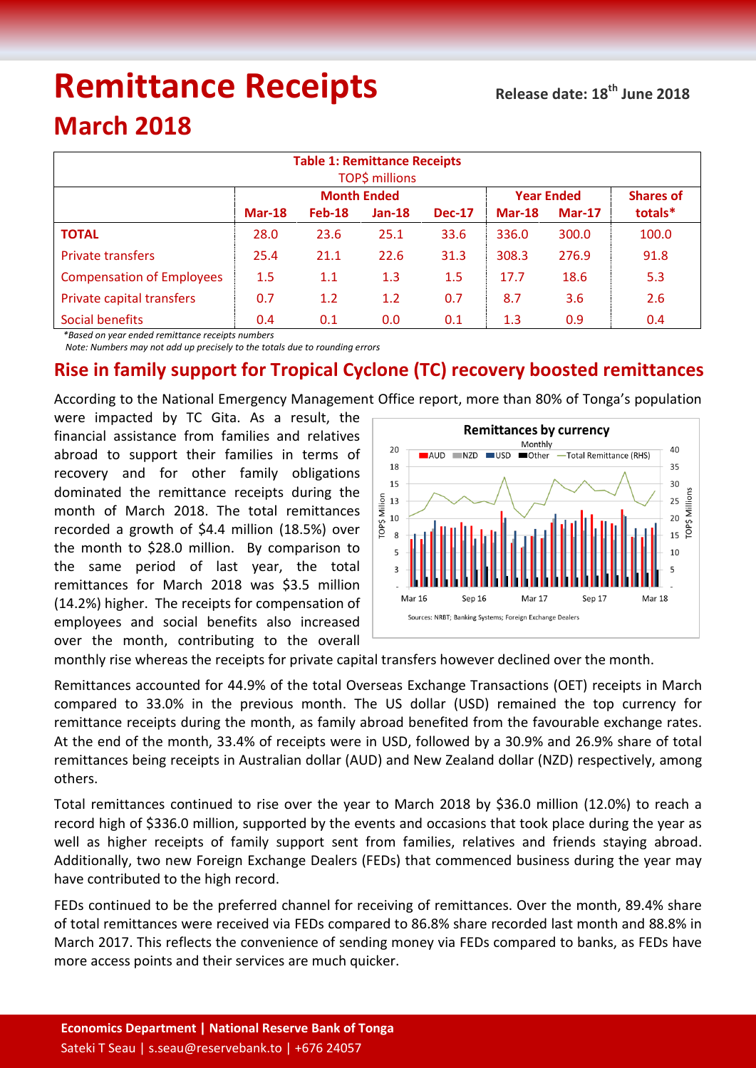# Remittance Receipts

Release date: 18th June 2018

## March 2018

| Table 1: Remittance Receipts TOP$ millions | | | | | | | |
|---|---|---|---|---|---|---|---|
| | Month Ended | | | | Year Ended | | Shares of |
| | Mar-18 | Feb-18 | Jan-18 | Dec-17 | Mar-18 | Mar-17 | totals* |
| **TOTAL** | 28.0 | 23.6 | 25.1 | 33.6 | 336.0 | 300.0 | 100.0 |
| Private transfers | 25.4 | 21.1 | 22.6 | 31.3 | 308.3 | 276.9 | 91.8 |
| Compensation of Employees | 1.5 | 1.1 | 1.3 | 1.5 | 17.7 | 18.6 | 5.3 |
| Private capital transfers | 0.7 | 1.2 | 1.2 | 0.7 | 8.7 | 3.6 | 2.6 |
| Social benefits | 0.4 | 0.1 | 0.0 | 0.1 | 1.3 | 0.9 | 0.4 |

*\*Based on year ended remittance receipts numbers*

*Note: Numbers may not add up precisely to the totals due to rounding errors*

## Rise in family support for Tropical Cyclone (TC) recovery boosted remittances

According to the National Emergency Management Office report, more than 80% of Tonga's population were impacted by TC Gita. As a result, the financial assistance from families and relatives abroad to support their families in terms of recovery and for other family obligations dominated the remittance receipts during the month of March 2018. The total remittances recorded a growth of $4.4 million (18.5%) over the month to $28.0 million. By comparison to the same period of last year, the total remittances for March 2018 was $3.5 million (14.2%) higher. The receipts for compensation of employees and social benefits also increased over the month, contributing to the overall monthly rise whereas the receipts for private capital transfers however declined over the month.

Remittances by currency
Monthly
Sources: NRBT; Banking Systems; Foreign Exchange Dealers

Remittances accounted for 44.9% of the total Overseas Exchange Transactions (OET) receipts in March compared to 33.0% in the previous month. The US dollar (USD) remained the top currency for remittance receipts during the month, as family abroad benefited from the favourable exchange rates. At the end of the month, 33.4% of receipts were in USD, followed by a 30.9% and 26.9% share of total remittances being receipts in Australian dollar (AUD) and New Zealand dollar (NZD) respectively, among others.

Total remittances continued to rise over the year to March 2018 by $36.0 million (12.0%) to reach a record high of $336.0 million, supported by the events and occasions that took place during the year as well as higher receipts of family support sent from families, relatives and friends staying abroad. Additionally, two new Foreign Exchange Dealers (FEDs) that commenced business during the year may have contributed to the high record.

FEDs continued to be the preferred channel for receiving of remittances. Over the month, 89.4% share of total remittances were received via FEDs compared to 86.8% share recorded last month and 88.8% in March 2017. This reflects the convenience of sending money via FEDs compared to banks, as FEDs have more access points and their services are much quicker.

**Economics Department | National Reserve Bank of Tonga**

Sateki T Seau | s.seau@reservebank.to | +676 24057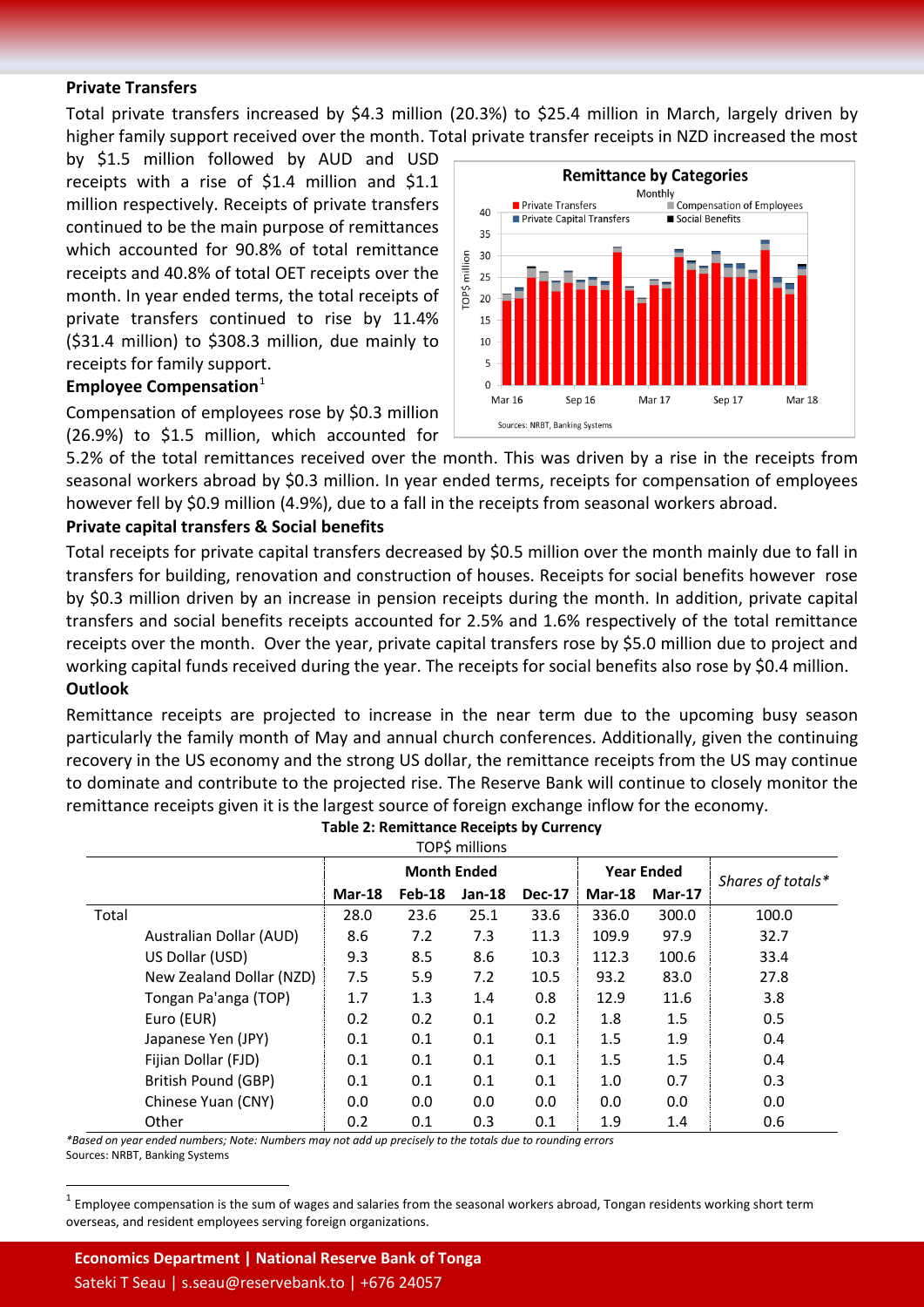**Private Transfers**

Total private transfers increased by $4.3 million (20.3%) to $25.4 million in March, largely driven by higher family support received over the month. Total private transfer receipts in NZD increased the most by $1.5 million followed by AUD and USD receipts with a rise of $1.4 million and $1.1 million respectively. Receipts of private transfers continued to be the main purpose of remittances which accounted for 90.8% of total remittance receipts and 40.8% of total OET receipts over the month. In year ended terms, the total receipts of private transfers continued to rise by 11.4% ($31.4 million) to $308.3 million, due mainly to receipts for family support.

Remittance by Categories
Monthly
Private Transfers
Compensation of Employees
Private Capital Transfers
Social Benefits
TOP$ million
0
5
10
15
20
25
30
35
40
Mar 16
Sep 16
Mar 17
Sep 17
Mar 18
Sources: NRBT, Banking Systems

**Employee Compensation**[1]

Compensation of employees rose by $0.3 million (26.9%) to $1.5 million, which accounted for 5.2% of the total remittances received over the month. This was driven by a rise in the receipts from seasonal workers abroad by $0.3 million. In year ended terms, receipts for compensation of employees however fell by $0.9 million (4.9%), due to a fall in the receipts from seasonal workers abroad.

**Private capital transfers & Social benefits**

Total receipts for private capital transfers decreased by $0.5 million over the month mainly due to fall in transfers for building, renovation and construction of houses. Receipts for social benefits however rose by $0.3 million driven by an increase in pension receipts during the month. In addition, private capital transfers and social benefits receipts accounted for 2.5% and 1.6% respectively of the total remittance receipts over the month. Over the year, private capital transfers rose by $5.0 million due to project and working capital funds received during the year. The receipts for social benefits also rose by $0.4 million.

**Outlook**

Remittance receipts are projected to increase in the near term due to the upcoming busy season particularly the family month of May and annual church conferences. Additionally, given the continuing recovery in the US economy and the strong US dollar, the remittance receipts from the US may continue to dominate and contribute to the projected rise. The Reserve Bank will continue to closely monitor the remittance receipts given it is the largest source of foreign exchange inflow for the economy.

**Table 2: Remittance Receipts by Currency**

TOP$ millions

| | Month Ended | | | | Year Ended | | *Shares of totals\** |
|---|---|---|---|---|---|---|---|
| | **Mar-18** | **Feb-18** | **Jan-18** | **Dec-17** | **Mar-18** | **Mar-17** | |
| Total | 28.0 | 23.6 | 25.1 | 33.6 | 336.0 | 300.0 | 100.0 |
| Australian Dollar (AUD) | 8.6 | 7.2 | 7.3 | 11.3 | 109.9 | 97.9 | 32.7 |
| US Dollar (USD) | 9.3 | 8.5 | 8.6 | 10.3 | 112.3 | 100.6 | 33.4 |
| New Zealand Dollar (NZD) | 7.5 | 5.9 | 7.2 | 10.5 | 93.2 | 83.0 | 27.8 |
| Tongan Pa'anga (TOP) | 1.7 | 1.3 | 1.4 | 0.8 | 12.9 | 11.6 | 3.8 |
| Euro (EUR) | 0.2 | 0.2 | 0.1 | 0.2 | 1.8 | 1.5 | 0.5 |
| Japanese Yen (JPY) | 0.1 | 0.1 | 0.1 | 0.1 | 1.5 | 1.9 | 0.4 |
| Fijian Dollar (FJD) | 0.1 | 0.1 | 0.1 | 0.1 | 1.5 | 1.5 | 0.4 |
| British Pound (GBP) | 0.1 | 0.1 | 0.1 | 0.1 | 1.0 | 0.7 | 0.3 |
| Chinese Yuan (CNY) | 0.0 | 0.0 | 0.0 | 0.0 | 0.0 | 0.0 | 0.0 |
| Other | 0.2 | 0.1 | 0.3 | 0.1 | 1.9 | 1.4 | 0.6 |

*\*Based on year ended numbers; Note: Numbers may not add up precisely to the totals due to rounding errors*
Sources: NRBT, Banking Systems

[1] Employee compensation is the sum of wages and salaries from the seasonal workers abroad, Tongan residents working short term overseas, and resident employees serving foreign organizations.

**Economics Department | National Reserve Bank of Tonga**
Sateki T Seau | s.seau@reservebank.to | +676 24057